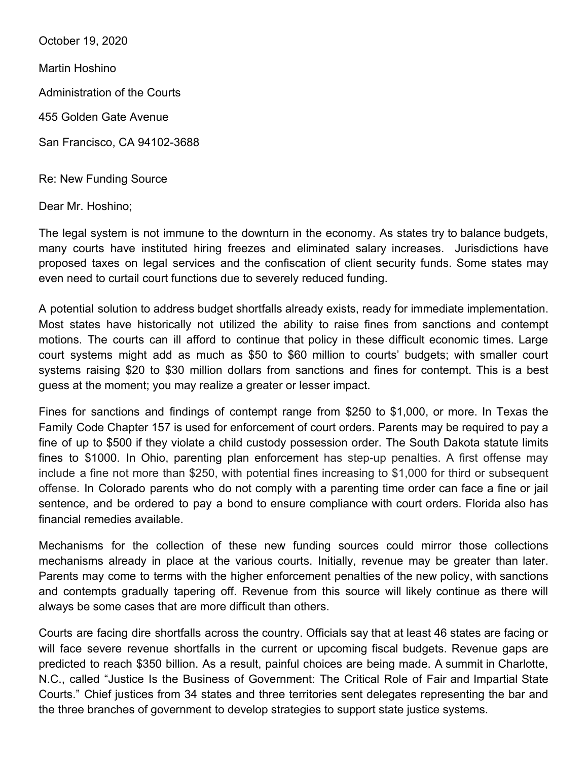October 19, 2020

Martin Hoshino

Administration of the Courts

455 Golden Gate Avenue

San Francisco, CA 94102-3688

Re: New Funding Source

Dear Mr. Hoshino;

The legal system is not immune to the downturn in the economy. As states try to balance budgets, many courts have instituted hiring freezes and eliminated salary increases. Jurisdictions have proposed taxes on legal services and the confiscation of client security funds. Some states may even need to curtail court functions due to severely reduced funding.

A potential solution to address budget shortfalls already exists, ready for immediate implementation. Most states have historically not utilized the ability to raise fines from sanctions and contempt motions. The courts can ill afford to continue that policy in these difficult economic times. Large court systems might add as much as $50 to $60 million to courts' budgets; with smaller court systems raising $20 to $30 million dollars from sanctions and fines for contempt. This is a best guess at the moment; you may realize a greater or lesser impact.

Fines for sanctions and findings of contempt range from $250 to $1,000, or more. In Texas the Family Code Chapter 157 is used for enforcement of court orders. Parents may be required to pay a fine of up to $500 if they violate a child custody possession order. The South Dakota statute limits fines to $1000. In Ohio, parenting plan enforcement has step-up penalties. A first offense may include a fine not more than $250, with potential fines increasing to $1,000 for third or subsequent offense. In Colorado parents who do not comply with a parenting time order can face a fine or jail sentence, and be ordered to pay a bond to ensure compliance with court orders. Florida also has financial remedies available.

Mechanisms for the collection of these new funding sources could mirror those collections mechanisms already in place at the various courts. Initially, revenue may be greater than later. Parents may come to terms with the higher enforcement penalties of the new policy, with sanctions and contempts gradually tapering off. Revenue from this source will likely continue as there will always be some cases that are more difficult than others.

Courts are facing dire shortfalls across the country. Officials say that at least 46 states are facing or will face severe revenue shortfalls in the current or upcoming fiscal budgets. Revenue gaps are predicted to reach $350 billion. As a result, painful choices are being made. A summit in Charlotte, N.C., called "Justice Is the Business of Government: The Critical Role of Fair and Impartial State Courts." Chief justices from 34 states and three territories sent delegates representing the bar and the three branches of government to develop strategies to support state justice systems.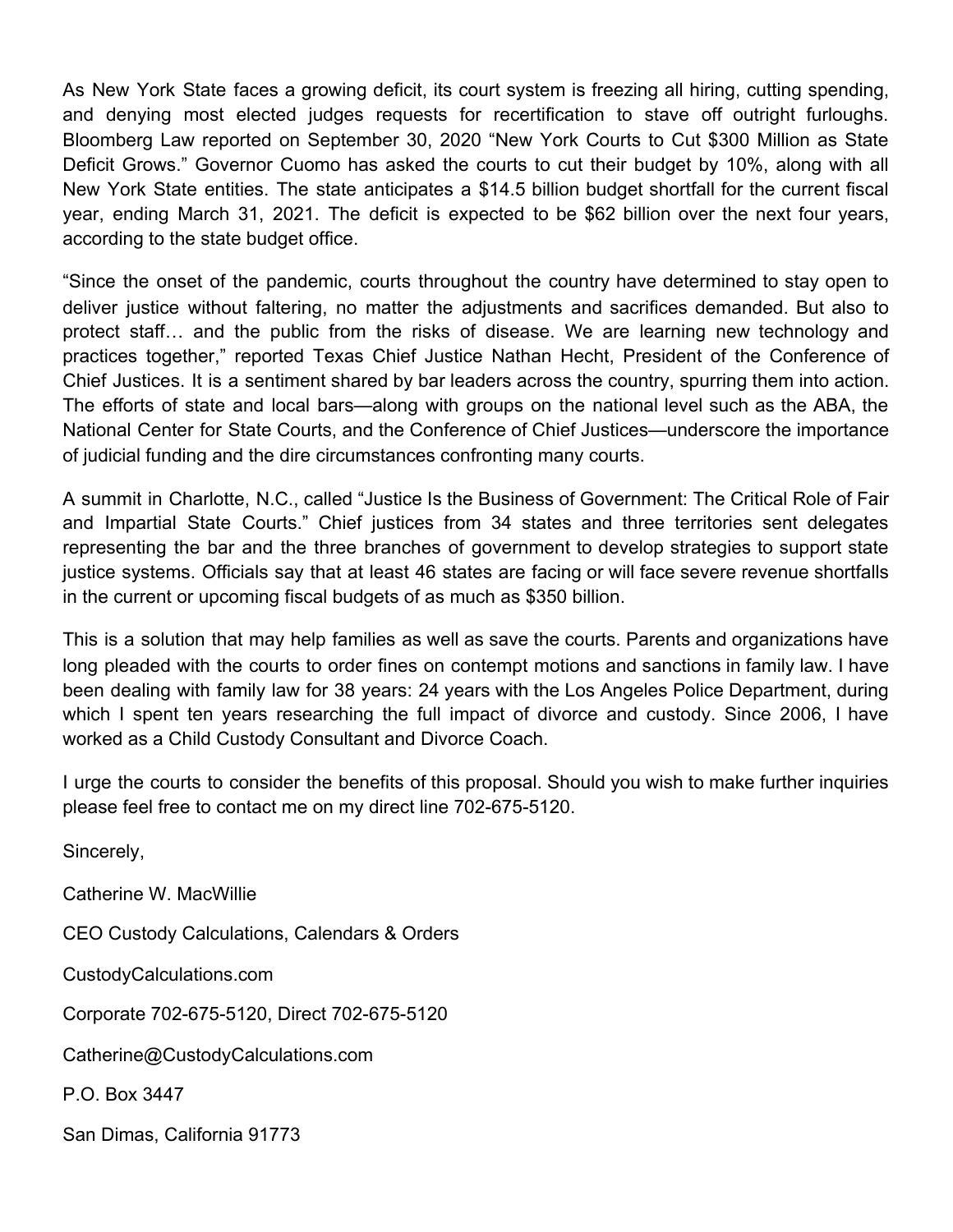As New York State faces a growing deficit, its court system is freezing all hiring, cutting spending, and denying most elected judges requests for recertification to stave off outright furloughs. Bloomberg Law reported on September 30, 2020 "New York Courts to Cut $300 Million as State Deficit Grows." Governor Cuomo has asked the courts to cut their budget by 10%, along with all New York State entities. The state anticipates a $14.5 billion budget shortfall for the current fiscal year, ending March 31, 2021. The deficit is expected to be $62 billion over the next four years, according to the state budget office.

"Since the onset of the pandemic, courts throughout the country have determined to stay open to deliver justice without faltering, no matter the adjustments and sacrifices demanded. But also to protect staff… and the public from the risks of disease. We are learning new technology and practices together," reported Texas Chief Justice Nathan Hecht, President of the Conference of Chief Justices. It is a sentiment shared by bar leaders across the country, spurring them into action. The efforts of state and local bars—along with groups on the national level such as the ABA, the National Center for State Courts, and the Conference of Chief Justices—underscore the importance of judicial funding and the dire circumstances confronting many courts.

A summit in Charlotte, N.C., called "Justice Is the Business of Government: The Critical Role of Fair and Impartial State Courts." Chief justices from 34 states and three territories sent delegates representing the bar and the three branches of government to develop strategies to support state justice systems. Officials say that at least 46 states are facing or will face severe revenue shortfalls in the current or upcoming fiscal budgets of as much as $350 billion.

This is a solution that may help families as well as save the courts. Parents and organizations have long pleaded with the courts to order fines on contempt motions and sanctions in family law. I have been dealing with family law for 38 years: 24 years with the Los Angeles Police Department, during which I spent ten years researching the full impact of divorce and custody. Since 2006, I have worked as a Child Custody Consultant and Divorce Coach.

I urge the courts to consider the benefits of this proposal. Should you wish to make further inquiries please feel free to contact me on my direct line 702-675-5120.

Sincerely,

Catherine W. MacWillie

CEO Custody Calculations, Calendars & Orders

CustodyCalculations.com

Corporate 702-675-5120, Direct 702-675-5120

Catherine@CustodyCalculations.com

P.O. Box 3447

San Dimas, California 91773